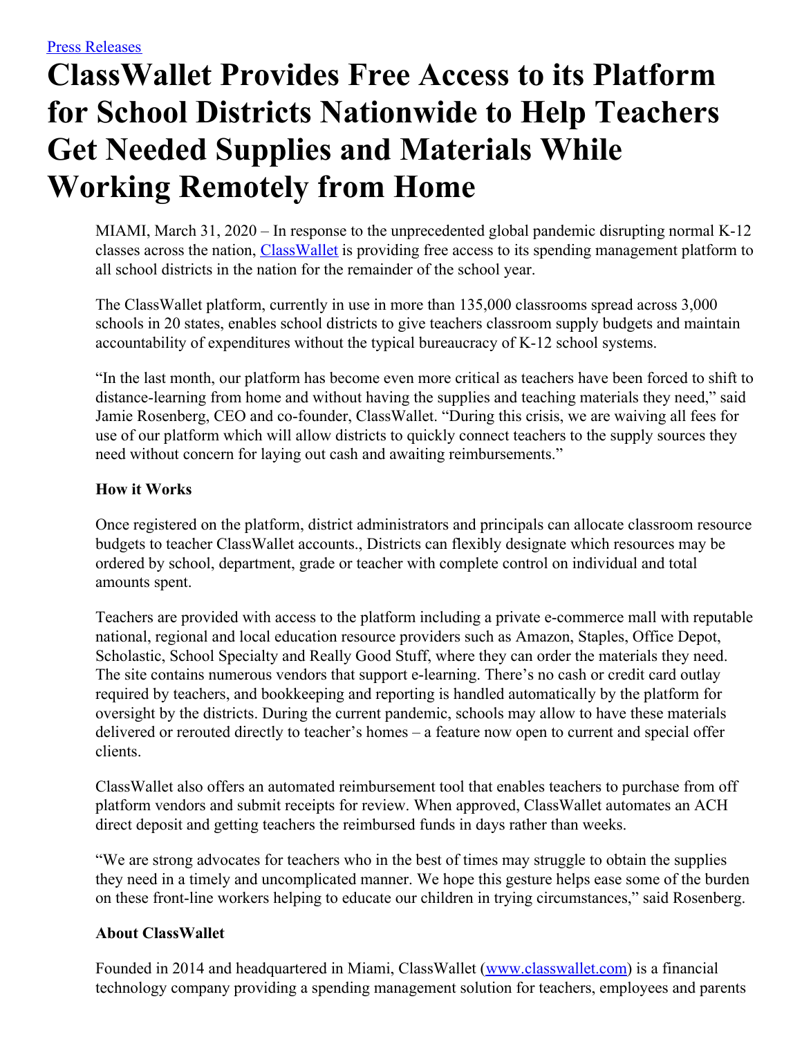[Press Releases](#)

# ClassWallet Provides Free Access to its Platform for School Districts Nationwide to Help Teachers Get Needed Supplies and Materials While Working Remotely from Home

MIAMI, March 31, 2020 – In response to the unprecedented global pandemic disrupting normal K-12 classes across the nation, [ClassWallet](#) is providing free access to its spending management platform to all school districts in the nation for the remainder of the school year.

The ClassWallet platform, currently in use in more than 135,000 classrooms spread across 3,000 schools in 20 states, enables school districts to give teachers classroom supply budgets and maintain accountability of expenditures without the typical bureaucracy of K-12 school systems.

"In the last month, our platform has become even more critical as teachers have been forced to shift to distance-learning from home and without having the supplies and teaching materials they need," said Jamie Rosenberg, CEO and co-founder, ClassWallet. "During this crisis, we are waiving all fees for use of our platform which will allow districts to quickly connect teachers to the supply sources they need without concern for laying out cash and awaiting reimbursements."

**How it Works**

Once registered on the platform, district administrators and principals can allocate classroom resource budgets to teacher ClassWallet accounts., Districts can flexibly designate which resources may be ordered by school, department, grade or teacher with complete control on individual and total amounts spent.

Teachers are provided with access to the platform including a private e-commerce mall with reputable national, regional and local education resource providers such as Amazon, Staples, Office Depot, Scholastic, School Specialty and Really Good Stuff, where they can order the materials they need. The site contains numerous vendors that support e-learning. There's no cash or credit card outlay required by teachers, and bookkeeping and reporting is handled automatically by the platform for oversight by the districts. During the current pandemic, schools may allow to have these materials delivered or rerouted directly to teacher's homes – a feature now open to current and special offer clients.

ClassWallet also offers an automated reimbursement tool that enables teachers to purchase from off platform vendors and submit receipts for review. When approved, ClassWallet automates an ACH direct deposit and getting teachers the reimbursed funds in days rather than weeks.

"We are strong advocates for teachers who in the best of times may struggle to obtain the supplies they need in a timely and uncomplicated manner. We hope this gesture helps ease some of the burden on these front-line workers helping to educate our children in trying circumstances," said Rosenberg.

**About ClassWallet**

Founded in 2014 and headquartered in Miami, ClassWallet ([www.classwallet.com](http://www.classwallet.com)) is a financial technology company providing a spending management solution for teachers, employees and parents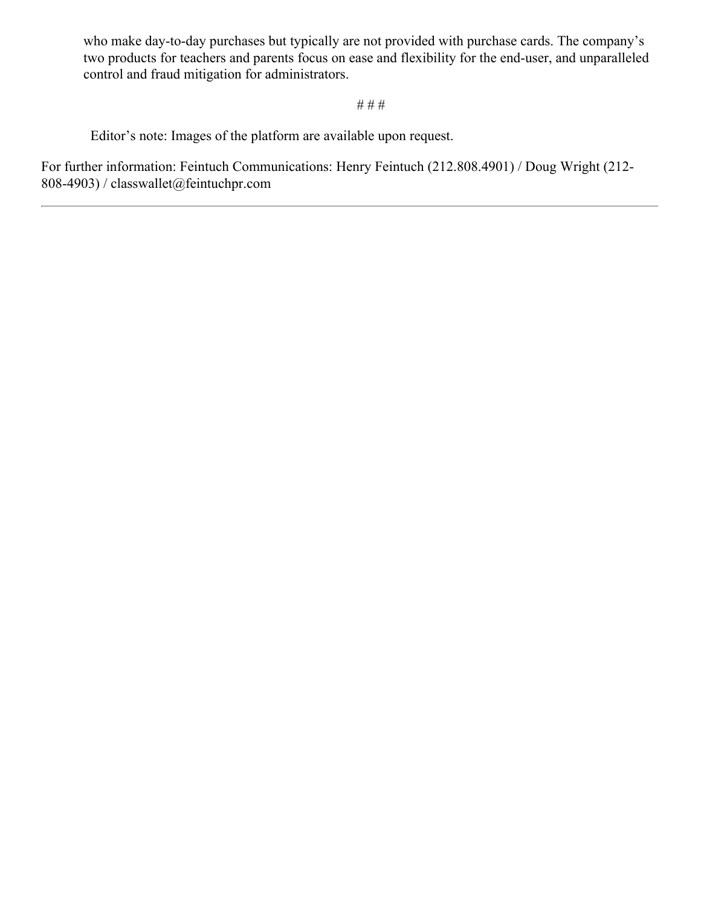who make day-to-day purchases but typically are not provided with purchase cards. The company's two products for teachers and parents focus on ease and flexibility for the end-user, and unparalleled control and fraud mitigation for administrators.

# # #

Editor's note: Images of the platform are available upon request.

For further information: Feintuch Communications: Henry Feintuch (212.808.4901) / Doug Wright (212-808-4903) / classwallet@feintuchpr.com